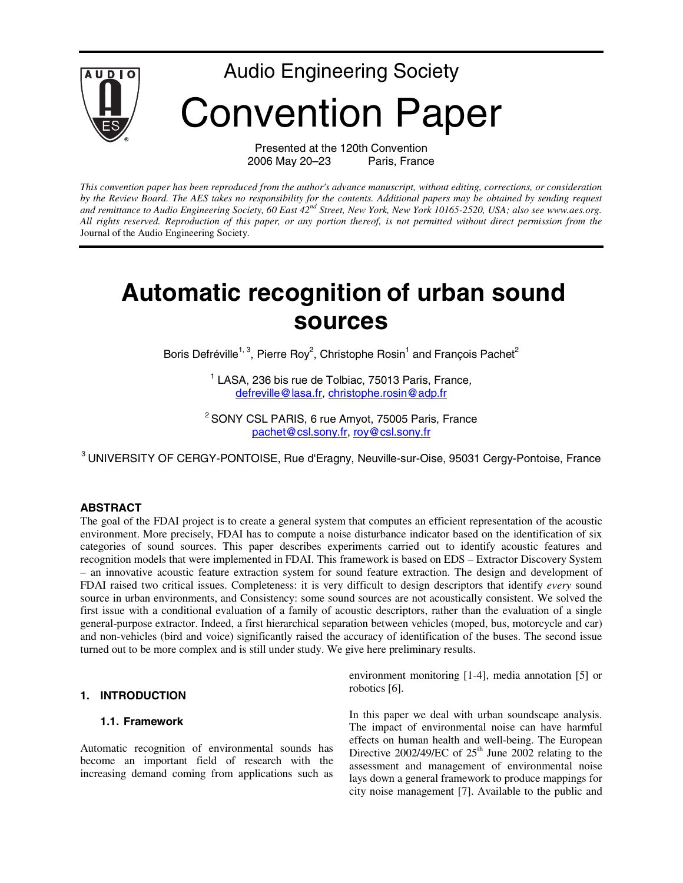Audio Engineering Society

# Convention Paper

Presented at the 120th Convention
2006 May 20–23 Paris, France

*This convention paper has been reproduced from the author's advance manuscript, without editing, corrections, or consideration by the Review Board. The AES takes no responsibility for the contents. Additional papers may be obtained by sending request and remittance to Audio Engineering Society, 60 East 42nd Street, New York, New York 10165-2520, USA; also see www.aes.org. All rights reserved. Reproduction of this paper, or any portion thereof, is not permitted without direct permission from the* Journal of the Audio Engineering Society.

# Automatic recognition of urban sound sources

Boris Defréville[1, 3], Pierre Roy[2], Christophe Rosin[1] and François Pachet[2]

[1] LASA, 236 bis rue de Tolbiac, 75013 Paris, France, defreville@lasa.fr, christophe.rosin@adp.fr

[2] SONY CSL PARIS, 6 rue Amyot, 75005 Paris, France pachet@csl.sony.fr, roy@csl.sony.fr

[3] UNIVERSITY OF CERGY-PONTOISE, Rue d'Eragny, Neuville-sur-Oise, 95031 Cergy-Pontoise, France

## ABSTRACT

The goal of the FDAI project is to create a general system that computes an efficient representation of the acoustic environment. More precisely, FDAI has to compute a noise disturbance indicator based on the identification of six categories of sound sources. This paper describes experiments carried out to identify acoustic features and recognition models that were implemented in FDAI. This framework is based on EDS – Extractor Discovery System – an innovative acoustic feature extraction system for sound feature extraction. The design and development of FDAI raised two critical issues. Completeness: it is very difficult to design descriptors that identify *every* sound source in urban environments, and Consistency: some sound sources are not acoustically consistent. We solved the first issue with a conditional evaluation of a family of acoustic descriptors, rather than the evaluation of a single general-purpose extractor. Indeed, a first hierarchical separation between vehicles (moped, bus, motorcycle and car) and non-vehicles (bird and voice) significantly raised the accuracy of identification of the buses. The second issue turned out to be more complex and is still under study. We give here preliminary results.

## 1. INTRODUCTION

### 1.1. Framework

Automatic recognition of environmental sounds has become an important field of research with the increasing demand coming from applications such as environment monitoring [1-4], media annotation [5] or robotics [6].

In this paper we deal with urban soundscape analysis. The impact of environmental noise can have harmful effects on human health and well-being. The European Directive 2002/49/EC of 25th June 2002 relating to the assessment and management of environmental noise lays down a general framework to produce mappings for city noise management [7]. Available to the public and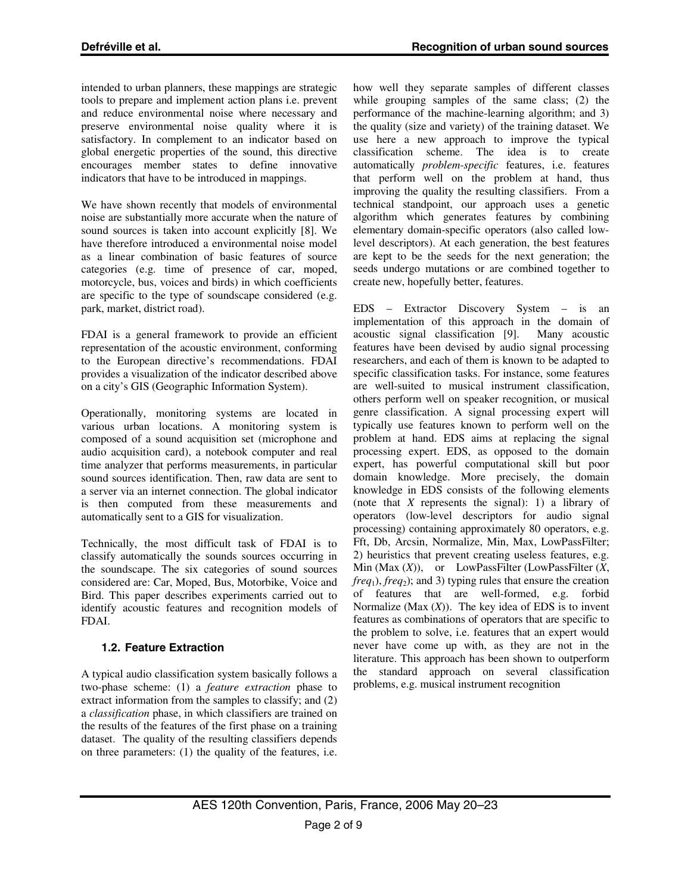intended to urban planners, these mappings are strategic tools to prepare and implement action plans i.e. prevent and reduce environmental noise where necessary and preserve environmental noise quality where it is satisfactory. In complement to an indicator based on global energetic properties of the sound, this directive encourages member states to define innovative indicators that have to be introduced in mappings.

We have shown recently that models of environmental noise are substantially more accurate when the nature of sound sources is taken into account explicitly [8]. We have therefore introduced a environmental noise model as a linear combination of basic features of source categories (e.g. time of presence of car, moped, motorcycle, bus, voices and birds) in which coefficients are specific to the type of soundscape considered (e.g. park, market, district road).

FDAI is a general framework to provide an efficient representation of the acoustic environment, conforming to the European directive's recommendations. FDAI provides a visualization of the indicator described above on a city's GIS (Geographic Information System).

Operationally, monitoring systems are located in various urban locations. A monitoring system is composed of a sound acquisition set (microphone and audio acquisition card), a notebook computer and real time analyzer that performs measurements, in particular sound sources identification. Then, raw data are sent to a server via an internet connection. The global indicator is then computed from these measurements and automatically sent to a GIS for visualization.

Technically, the most difficult task of FDAI is to classify automatically the sounds sources occurring in the soundscape. The six categories of sound sources considered are: Car, Moped, Bus, Motorbike, Voice and Bird. This paper describes experiments carried out to identify acoustic features and recognition models of FDAI.

### 1.2. Feature Extraction

A typical audio classification system basically follows a two-phase scheme: (1) a *feature extraction* phase to extract information from the samples to classify; and (2) a *classification* phase, in which classifiers are trained on the results of the features of the first phase on a training dataset. The quality of the resulting classifiers depends on three parameters: (1) the quality of the features, i.e. how well they separate samples of different classes while grouping samples of the same class; (2) the performance of the machine-learning algorithm; and 3) the quality (size and variety) of the training dataset. We use here a new approach to improve the typical classification scheme. The idea is to create automatically *problem-specific* features, i.e. features that perform well on the problem at hand, thus improving the quality the resulting classifiers. From a technical standpoint, our approach uses a genetic algorithm which generates features by combining elementary domain-specific operators (also called low-level descriptors). At each generation, the best features are kept to be the seeds for the next generation; the seeds undergo mutations or are combined together to create new, hopefully better, features.

EDS – Extractor Discovery System – is an implementation of this approach in the domain of acoustic signal classification [9]. Many acoustic features have been devised by audio signal processing researchers, and each of them is known to be adapted to specific classification tasks. For instance, some features are well-suited to musical instrument classification, others perform well on speaker recognition, or musical genre classification. A signal processing expert will typically use features known to perform well on the problem at hand. EDS aims at replacing the signal processing expert. EDS, as opposed to the domain expert, has powerful computational skill but poor domain knowledge. More precisely, the domain knowledge in EDS consists of the following elements (note that $X$ represents the signal): 1) a library of operators (low-level descriptors for audio signal processing) containing approximately 80 operators, e.g. Fft, Db, Arcsin, Normalize, Min, Max, LowPassFilter; 2) heuristics that prevent creating useless features, e.g. Min (Max ($X$)), or LowPassFilter (LowPassFilter ($X$, $freq_1$), $freq_2$); and 3) typing rules that ensure the creation of features that are well-formed, e.g. forbid Normalize (Max ($X$)). The key idea of EDS is to invent features as combinations of operators that are specific to the problem to solve, i.e. features that an expert would never have come up with, as they are not in the literature. This approach has been shown to outperform the standard approach on several classification problems, e.g. musical instrument recognition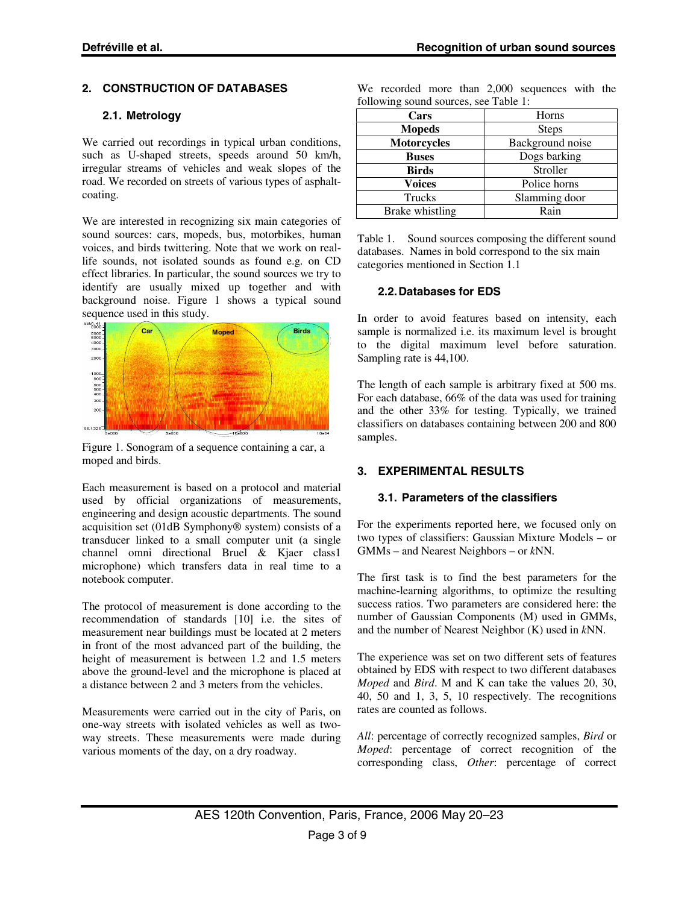## 2. CONSTRUCTION OF DATABASES

### 2.1. Metrology

We carried out recordings in typical urban conditions, such as U-shaped streets, speeds around 50 km/h, irregular streams of vehicles and weak slopes of the road. We recorded on streets of various types of asphalt-coating.

We are interested in recognizing six main categories of sound sources: cars, mopeds, bus, motorbikes, human voices, and birds twittering. Note that we work on real-life sounds, not isolated sounds as found e.g. on CD effect libraries. In particular, the sound sources we try to identify are usually mixed up together and with background noise. Figure 1 shows a typical sound sequence used in this study.

Figure 1. Sonogram of a sequence containing a car, a moped and birds.

Each measurement is based on a protocol and material used by official organizations of measurements, engineering and design acoustic departments. The sound acquisition set (01dB Symphony® system) consists of a transducer linked to a small computer unit (a single channel omni directional Bruel & Kjaer class1 microphone) which transfers data in real time to a notebook computer.

The protocol of measurement is done according to the recommendation of standards [10] i.e. the sites of measurement near buildings must be located at 2 meters in front of the most advanced part of the building, the height of measurement is between 1.2 and 1.5 meters above the ground-level and the microphone is placed at a distance between 2 and 3 meters from the vehicles.

Measurements were carried out in the city of Paris, on one-way streets with isolated vehicles as well as two-way streets. These measurements were made during various moments of the day, on a dry roadway.

We recorded more than 2,000 sequences with the following sound sources, see Table 1:

| | |
|---|---|
| **Cars** | Horns |
| **Mopeds** | Steps |
| **Motorcycles** | Background noise |
| **Buses** | Dogs barking |
| **Birds** | Stroller |
| **Voices** | Police horns |
| Trucks | Slamming door |
| Brake whistling | Rain |

Table 1. Sound sources composing the different sound databases. Names in bold correspond to the six main categories mentioned in Section 1.1

### 2.2. Databases for EDS

In order to avoid features based on intensity, each sample is normalized i.e. its maximum level is brought to the digital maximum level before saturation. Sampling rate is 44,100.

The length of each sample is arbitrary fixed at 500 ms. For each database, 66% of the data was used for training and the other 33% for testing. Typically, we trained classifiers on databases containing between 200 and 800 samples.

## 3. EXPERIMENTAL RESULTS

### 3.1. Parameters of the classifiers

For the experiments reported here, we focused only on two types of classifiers: Gaussian Mixture Models – or GMMs – and Nearest Neighbors – or *k*NN.

The first task is to find the best parameters for the machine-learning algorithms, to optimize the resulting success ratios. Two parameters are considered here: the number of Gaussian Components (M) used in GMMs, and the number of Nearest Neighbor (K) used in *k*NN.

The experience was set on two different sets of features obtained by EDS with respect to two different databases *Moped* and *Bird*. M and K can take the values 20, 30, 40, 50 and 1, 3, 5, 10 respectively. The recognitions rates are counted as follows.

*All*: percentage of correctly recognized samples, *Bird* or *Moped*: percentage of correct recognition of the corresponding class, *Other*: percentage of correct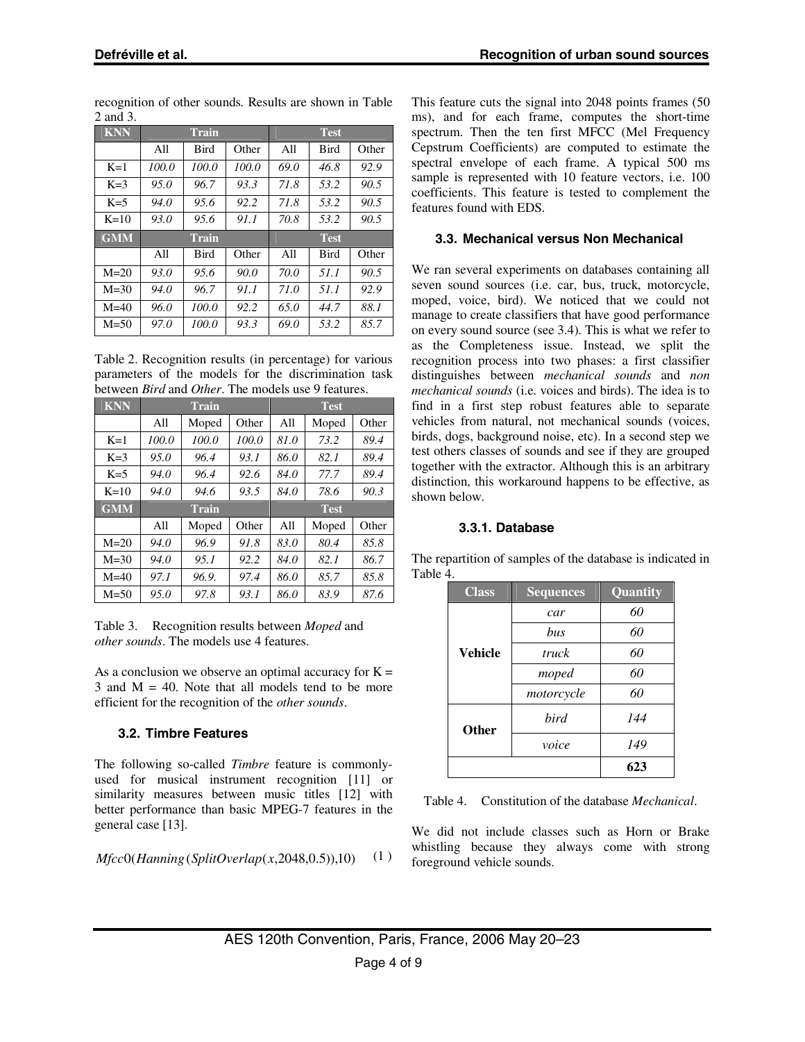recognition of other sounds. Results are shown in Table 2 and 3.

| KNN | Train | | | Test | | |
|---|---|---|---|---|---|---|
| | All | Bird | Other | All | Bird | Other |
| K=1 | *100.0* | *100.0* | *100.0* | *69.0* | *46.8* | *92.9* |
| K=3 | *95.0* | *96.7* | *93.3* | *71.8* | *53.2* | *90.5* |
| K=5 | *94.0* | *95.6* | *92.2* | *71.8* | *53.2* | *90.5* |
| K=10 | *93.0* | *95.6* | *91.1* | *70.8* | *53.2* | *90.5* |
| **GMM** | **Train** | | | **Test** | | |
| | All | Bird | Other | All | Bird | Other |
| M=20 | *93.0* | *95.6* | *90.0* | *70.0* | *51.1* | *90.5* |
| M=30 | *94.0* | *96.7* | *91.1* | *71.0* | *51.1* | *92.9* |
| M=40 | *96.0* | *100.0* | *92.2* | *65.0* | *44.7* | *88.1* |
| M=50 | *97.0* | *100.0* | *93.3* | *69.0* | *53.2* | *85.7* |

Table 2. Recognition results (in percentage) for various parameters of the models for the discrimination task between *Bird* and *Other*. The models use 9 features.

| KNN | Train | | | Test | | |
|---|---|---|---|---|---|---|
| | All | Moped | Other | All | Moped | Other |
| K=1 | *100.0* | *100.0* | *100.0* | *81.0* | *73.2* | *89.4* |
| K=3 | *95.0* | *96.4* | *93.1* | *86.0* | *82.1* | *89.4* |
| K=5 | *94.0* | *96.4* | *92.6* | *84.0* | *77.7* | *89.4* |
| K=10 | *94.0* | *94.6* | *93.5* | *84.0* | *78.6* | *90.3* |
| **GMM** | **Train** | | | **Test** | | |
| | All | Moped | Other | All | Moped | Other |
| M=20 | *94.0* | *96.9* | *91.8* | *83.0* | *80.4* | *85.8* |
| M=30 | *94.0* | *95.1* | *92.2* | *84.0* | *82.1* | *86.7* |
| M=40 | *97.1* | *96.9.* | *97.4* | *86.0* | *85.7* | *85.8* |
| M=50 | *95.0* | *97.8* | *93.1* | *86.0* | *83.9* | *87.6* |

Table 3. Recognition results between *Moped* and *other sounds*. The models use 4 features.

As a conclusion we observe an optimal accuracy for K = 3 and M = 40. Note that all models tend to be more efficient for the recognition of the *other sounds*.

### 3.2. Timbre Features

The following so-called *Timbre* feature is commonly-used for musical instrument recognition [11] or similarity measures between music titles [12] with better performance than basic MPEG-7 features in the general case [13].

$$Mfcc0(Hanning(SplitOverlap(x,2048,0.5)),10) \quad (1)$$

This feature cuts the signal into 2048 points frames (50 ms), and for each frame, computes the short-time spectrum. Then the ten first MFCC (Mel Frequency Cepstrum Coefficients) are computed to estimate the spectral envelope of each frame. A typical 500 ms sample is represented with 10 feature vectors, i.e. 100 coefficients. This feature is tested to complement the features found with EDS.

### 3.3. Mechanical versus Non Mechanical

We ran several experiments on databases containing all seven sound sources (i.e. car, bus, truck, motorcycle, moped, voice, bird). We noticed that we could not manage to create classifiers that have good performance on every sound source (see 3.4). This is what we refer to as the Completeness issue. Instead, we split the recognition process into two phases: a first classifier distinguishes between *mechanical sounds* and *non mechanical sounds* (i.e. voices and birds). The idea is to find in a first step robust features able to separate vehicles from natural, not mechanical sounds (voices, birds, dogs, background noise, etc). In a second step we test others classes of sounds and see if they are grouped together with the extractor. Although this is an arbitrary distinction, this workaround happens to be effective, as shown below.

#### 3.3.1. Database

The repartition of samples of the database is indicated in Table 4.

| Class | Sequences | Quantity |
|---|---|---|
| **Vehicle** | *car* | *60* |
| | *bus* | *60* |
| | *truck* | *60* |
| | *moped* | *60* |
| | *motorcycle* | *60* |
| **Other** | *bird* | *144* |
| | *voice* | *149* |
| | | **623** |

Table 4. Constitution of the database *Mechanical*.

We did not include classes such as Horn or Brake whistling because they always come with strong foreground vehicle sounds.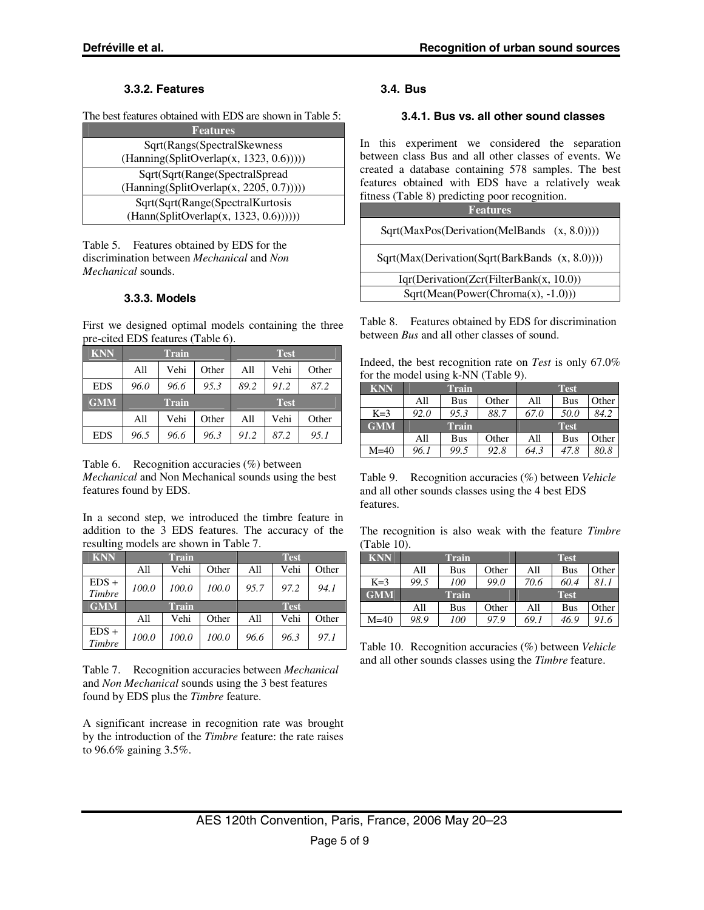### 3.3.2. Features

The best features obtained with EDS are shown in Table 5:

| Features |
|---|
| Sqrt(Rangs(SpectralSkewness (Hanning(SplitOverlap(x, 1323, 0.6))))) |
| Sqrt(Sqrt(Range(SpectralSpread (Hanning(SplitOverlap(x, 2205, 0.7))))) |
| Sqrt(Sqrt(Range(SpectralKurtosis (Hann(SplitOverlap(x, 1323, 0.6)))))) |

Table 5. Features obtained by EDS for the discrimination between *Mechanical* and *Non Mechanical* sounds.

### 3.3.3. Models

First we designed optimal models containing the three pre-cited EDS features (Table 6).

| KNN | Train | | | Test | | |
|---|---|---|---|---|---|---|
| | All | Vehi | Other | All | Vehi | Other |
| EDS | *96.0* | *96.6* | *95.3* | *89.2* | *91.2* | *87.2* |
| **GMM** | **Train** | | | **Test** | | |
| | All | Vehi | Other | All | Vehi | Other |
| EDS | *96.5* | *96.6* | *96.3* | *91.2* | *87.2* | *95.1* |

Table 6. Recognition accuracies (%) between *Mechanical* and Non Mechanical sounds using the best features found by EDS.

In a second step, we introduced the timbre feature in addition to the 3 EDS features. The accuracy of the resulting models are shown in Table 7.

| KNN | Train | | | Test | | |
|---|---|---|---|---|---|---|
| | All | Vehi | Other | All | Vehi | Other |
| EDS + *Timbre* | *100.0* | *100.0* | *100.0* | *95.7* | *97.2* | *94.1* |
| **GMM** | **Train** | | | **Test** | | |
| | All | Vehi | Other | All | Vehi | Other |
| EDS + *Timbre* | *100.0* | *100.0* | *100.0* | *96.6* | *96.3* | *97.1* |

Table 7. Recognition accuracies between *Mechanical* and *Non Mechanical* sounds using the 3 best features found by EDS plus the *Timbre* feature.

A significant increase in recognition rate was brought by the introduction of the *Timbre* feature: the rate raises to 96.6% gaining 3.5%.

## 3.4. Bus

### 3.4.1. Bus vs. all other sound classes

In this experiment we considered the separation between class Bus and all other classes of events. We created a database containing 578 samples. The best features obtained with EDS have a relatively weak fitness (Table 8) predicting poor recognition.

| Features |
|---|
| Sqrt(MaxPos(Derivation(MelBands (x, 8.0)))) |
| Sqrt(Max(Derivation(Sqrt(BarkBands (x, 8.0)))) |
| Iqr(Derivation(Zcr(FilterBank(x, 10.0)) |
| Sqrt(Mean(Power(Chroma(x), -1.0))) |

Table 8. Features obtained by EDS for discrimination between *Bus* and all other classes of sound.

Indeed, the best recognition rate on *Test* is only 67.0% for the model using k-NN (Table 9).

| KNN | Train | | | Test | | |
|---|---|---|---|---|---|---|
| | All | Bus | Other | All | Bus | Other |
| K=3 | *92.0* | *95.3* | *88.7* | *67.0* | *50.0* | *84.2* |
| **GMM** | **Train** | | | **Test** | | |
| | All | Bus | Other | All | Bus | Other |
| M=40 | *96.1* | *99.5* | *92.8* | *64.3* | *47.8* | *80.8* |

Table 9. Recognition accuracies (%) between *Vehicle* and all other sounds classes using the 4 best EDS features.

The recognition is also weak with the feature *Timbre* (Table 10).

| KNN | Train | | | Test | | |
|---|---|---|---|---|---|---|
| | All | Bus | Other | All | Bus | Other |
| K=3 | *99.5* | *100* | *99.0* | *70.6* | *60.4* | *81.1* |
| **GMM** | **Train** | | | **Test** | | |
| | All | Bus | Other | All | Bus | Other |
| M=40 | *98.9* | *100* | *97.9* | *69.1* | *46.9* | *91.6* |

Table 10. Recognition accuracies (%) between *Vehicle* and all other sounds classes using the *Timbre* feature.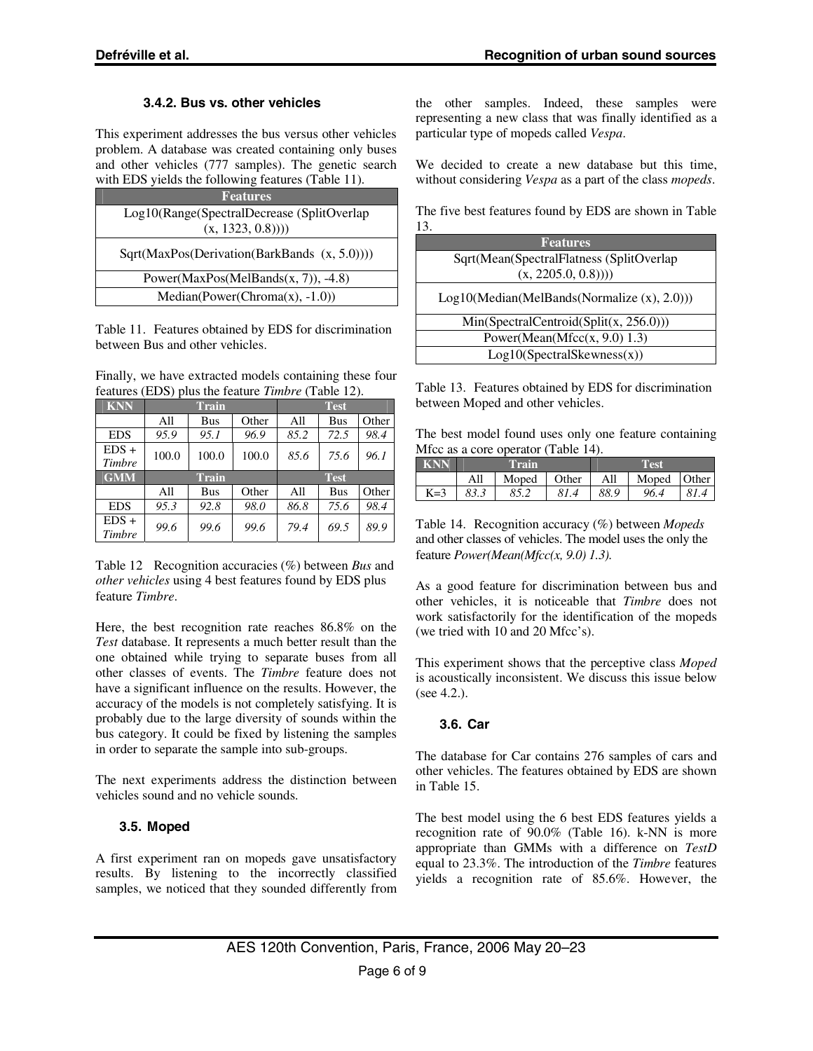#### 3.4.2. Bus vs. other vehicles

This experiment addresses the bus versus other vehicles problem. A database was created containing only buses and other vehicles (777 samples). The genetic search with EDS yields the following features (Table 11).

| Features |
|---|
| Log10(Range(SpectralDecrease (SplitOverlap (x, 1323, 0.8)))) |
| Sqrt(MaxPos(Derivation(BarkBands (x, 5.0)))) |
| Power(MaxPos(MelBands(x, 7)), -4.8) |
| Median(Power(Chroma(x), -1.0)) |

Table 11. Features obtained by EDS for discrimination between Bus and other vehicles.

Finally, we have extracted models containing these four features (EDS) plus the feature *Timbre* (Table 12).

| KNN | Train | | | Test | | |
|---|---|---|---|---|---|---|
| | All | Bus | Other | All | Bus | Other |
| EDS | *95.9* | *95.1* | *96.9* | *85.2* | *72.5* | *98.4* |
| EDS + *Timbre* | 100.0 | 100.0 | 100.0 | *85.6* | *75.6* | *96.1* |
| **GMM** | **Train** | | | **Test** | | |
| | All | Bus | Other | All | Bus | Other |
| EDS | *95.3* | *92.8* | *98.0* | *86.8* | *75.6* | *98.4* |
| EDS + *Timbre* | *99.6* | *99.6* | *99.6* | *79.4* | *69.5* | *89.9* |

Table 12 Recognition accuracies (%) between *Bus* and *other vehicles* using 4 best features found by EDS plus feature *Timbre*.

Here, the best recognition rate reaches 86.8% on the *Test* database. It represents a much better result than the one obtained while trying to separate buses from all other classes of events. The *Timbre* feature does not have a significant influence on the results. However, the accuracy of the models is not completely satisfying. It is probably due to the large diversity of sounds within the bus category. It could be fixed by listening the samples in order to separate the sample into sub-groups.

The next experiments address the distinction between vehicles sound and no vehicle sounds.

### 3.5. Moped

A first experiment ran on mopeds gave unsatisfactory results. By listening to the incorrectly classified samples, we noticed that they sounded differently from the other samples. Indeed, these samples were representing a new class that was finally identified as a particular type of mopeds called *Vespa*.

We decided to create a new database but this time, without considering *Vespa* as a part of the class *mopeds*.

The five best features found by EDS are shown in Table 13.

| Features |
|---|
| Sqrt(Mean(SpectralFlatness (SplitOverlap (x, 2205.0, 0.8)))) |
| Log10(Median(MelBands(Normalize (x), 2.0))) |
| Min(SpectralCentroid(Split(x, 256.0))) |
| Power(Mean(Mfcc(x, 9.0) 1.3) |
| Log10(SpectralSkewness(x)) |

Table 13. Features obtained by EDS for discrimination between Moped and other vehicles.

The best model found uses only one feature containing Mfcc as a core operator (Table 14).

| KNN | Train | | | Test | | |
|---|---|---|---|---|---|---|
| | All | Moped | Other | All | Moped | Other |
| K=3 | *83.3* | *85.2* | *81.4* | *88.9* | *96.4* | *81.4* |

Table 14. Recognition accuracy (%) between *Mopeds* and other classes of vehicles. The model uses the only the feature *Power(Mean(Mfcc(x, 9.0) 1.3).*

As a good feature for discrimination between bus and other vehicles, it is noticeable that *Timbre* does not work satisfactorily for the identification of the mopeds (we tried with 10 and 20 Mfcc's).

This experiment shows that the perceptive class *Moped* is acoustically inconsistent. We discuss this issue below (see 4.2.).

### 3.6. Car

The database for Car contains 276 samples of cars and other vehicles. The features obtained by EDS are shown in Table 15.

The best model using the 6 best EDS features yields a recognition rate of 90.0% (Table 16). k-NN is more appropriate than GMMs with a difference on *TestD* equal to 23.3%. The introduction of the *Timbre* features yields a recognition rate of 85.6%. However, the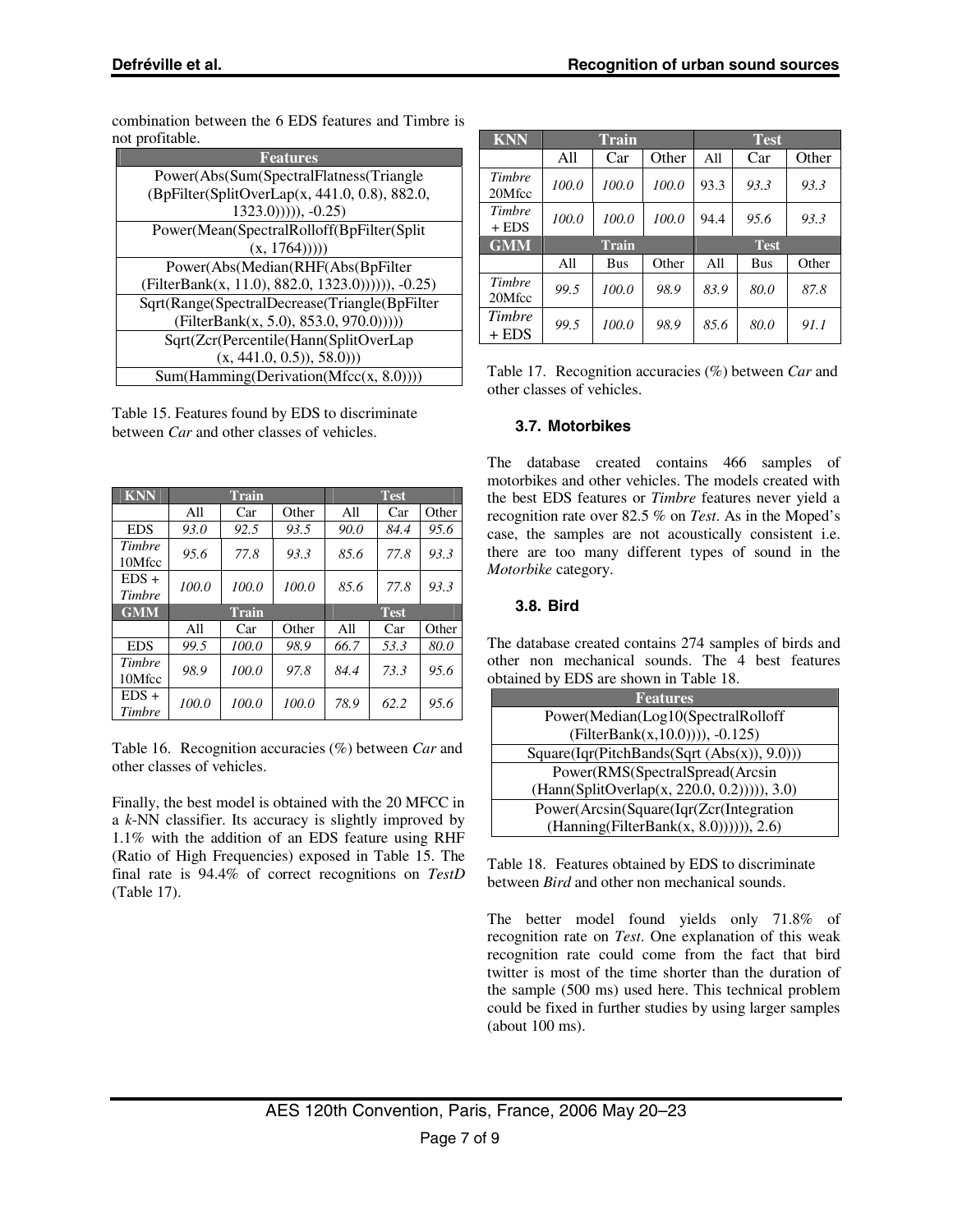combination between the 6 EDS features and Timbre is not profitable.

| Features |
|---|
| Power(Abs(Sum(SpectralFlatness(Triangle (BpFilter(SplitOverLap(x, 441.0, 0.8), 882.0, 1323.0)))))), -0.25) |
| Power(Mean(SpectralRolloff(BpFilter(Split (x, 1764))))) |
| Power(Abs(Median(RHF(Abs(BpFilter (FilterBank(x, 11.0), 882.0, 1323.0))))))), -0.25) |
| Sqrt(Range(SpectralDecrease(Triangle(BpFilter (FilterBank(x, 5.0), 853.0, 970.0))))) |
| Sqrt(Zcr(Percentile(Hann(SplitOverLap (x, 441.0, 0.5)), 58.0))) |
| Sum(Hamming(Derivation(Mfcc(x, 8.0)))) |

Table 15. Features found by EDS to discriminate between *Car* and other classes of vehicles.

| KNN | Train | | | Test | | |
|---|---|---|---|---|---|---|
| | All | Car | Other | All | Car | Other |
| EDS | *93.0* | *92.5* | *93.5* | *90.0* | *84.4* | *95.6* |
| *Timbre* 10Mfcc | *95.6* | *77.8* | *93.3* | *85.6* | *77.8* | *93.3* |
| EDS + *Timbre* | *100.0* | *100.0* | *100.0* | *85.6* | *77.8* | *93.3* |
| **GMM** | **Train** | | | **Test** | | |
| | All | Car | Other | All | Car | Other |
| EDS | *99.5* | *100.0* | *98.9* | *66.7* | *53.3* | *80.0* |
| *Timbre* 10Mfcc | *98.9* | *100.0* | *97.8* | *84.4* | *73.3* | *95.6* |
| EDS + *Timbre* | *100.0* | *100.0* | *100.0* | *78.9* | *62.2* | *95.6* |

Table 16. Recognition accuracies (%) between *Car* and other classes of vehicles.

Finally, the best model is obtained with the 20 MFCC in a *k*-NN classifier. Its accuracy is slightly improved by 1.1% with the addition of an EDS feature using RHF (Ratio of High Frequencies) exposed in Table 15. The final rate is 94.4% of correct recognitions on *TestD* (Table 17).

| KNN | Train | | | Test | | |
|---|---|---|---|---|---|---|
| | All | Car | Other | All | Car | Other |
| *Timbre* 20Mfcc | *100.0* | *100.0* | *100.0* | 93.3 | *93.3* | *93.3* |
| *Timbre* + EDS | *100.0* | *100.0* | *100.0* | 94.4 | *95.6* | *93.3* |
| **GMM** | **Train** | | | **Test** | | |
| | All | Bus | Other | All | Bus | Other |
| *Timbre* 20Mfcc | *99.5* | *100.0* | *98.9* | *83.9* | *80.0* | *87.8* |
| *Timbre* + EDS | *99.5* | *100.0* | *98.9* | *85.6* | *80.0* | *91.1* |

Table 17. Recognition accuracies (%) between *Car* and other classes of vehicles.

### 3.7. Motorbikes

The database created contains 466 samples of motorbikes and other vehicles. The models created with the best EDS features or *Timbre* features never yield a recognition rate over 82.5 % on *Test*. As in the Moped's case, the samples are not acoustically consistent i.e. there are too many different types of sound in the *Motorbike* category.

### 3.8. Bird

The database created contains 274 samples of birds and other non mechanical sounds. The 4 best features obtained by EDS are shown in Table 18.

| Features |
|---|
| Power(Median(Log10(SpectralRolloff (FilterBank(x,10.0)))), -0.125) |
| Square(Iqr(PitchBands(Sqrt (Abs(x)), 9.0))) |
| Power(RMS(SpectralSpread(Arcsin (Hann(SplitOverlap(x, 220.0, 0.2)))))), 3.0) |
| Power(Arcsin(Square(Iqr(Zcr(Integration (Hanning(FilterBank(x, 8.0))))))), 2.6) |

Table 18. Features obtained by EDS to discriminate between *Bird* and other non mechanical sounds.

The better model found yields only 71.8% of recognition rate on *Test*. One explanation of this weak recognition rate could come from the fact that bird twitter is most of the time shorter than the duration of the sample (500 ms) used here. This technical problem could be fixed in further studies by using larger samples (about 100 ms).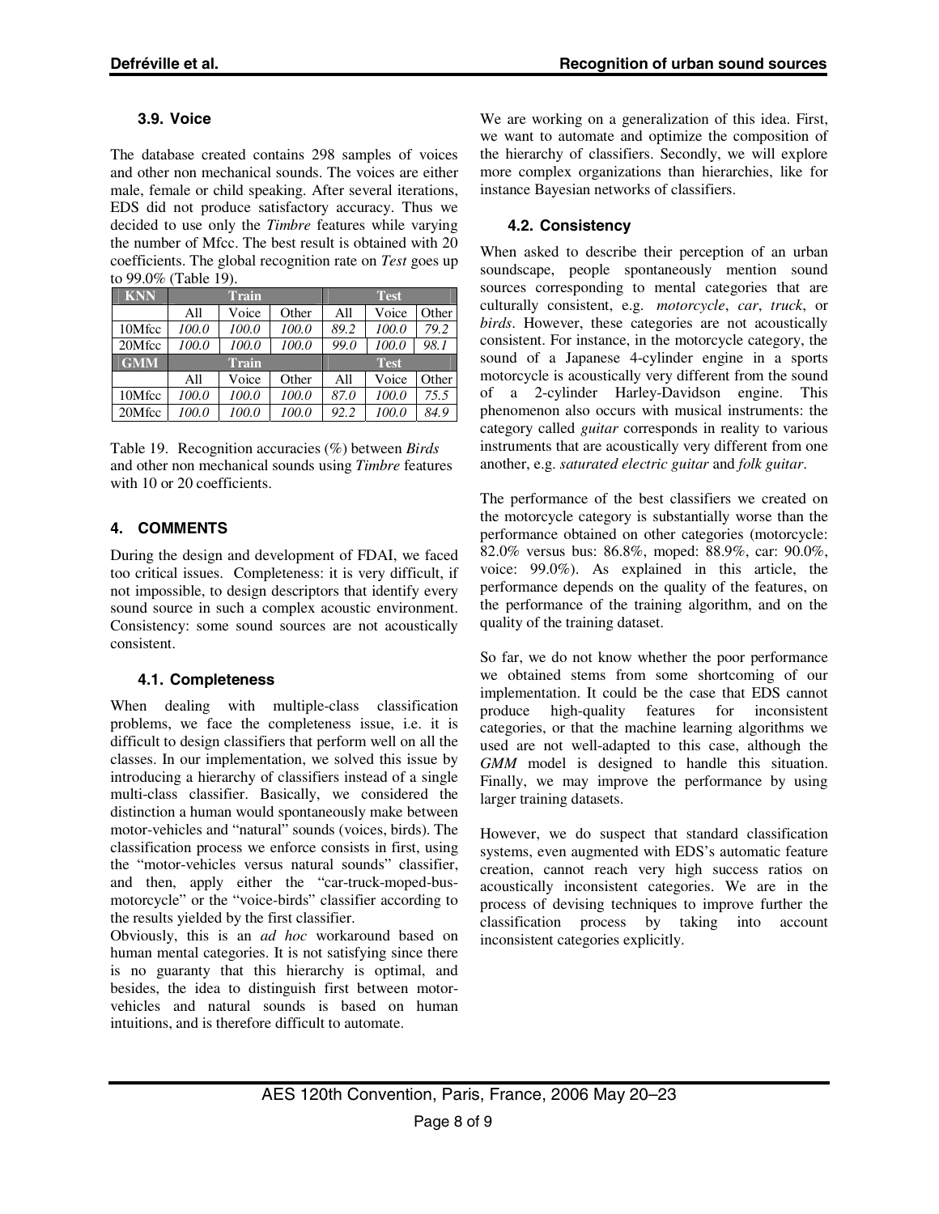### 3.9. Voice

The database created contains 298 samples of voices and other non mechanical sounds. The voices are either male, female or child speaking. After several iterations, EDS did not produce satisfactory accuracy. Thus we decided to use only the *Timbre* features while varying the number of Mfcc. The best result is obtained with 20 coefficients. The global recognition rate on *Test* goes up to 99.0% (Table 19).

| KNN | Train | | | Test | | |
|---|---|---|---|---|---|---|
| | All | Voice | Other | All | Voice | Other |
| 10Mfcc | *100.0* | *100.0* | *100.0* | *89.2* | *100.0* | *79.2* |
| 20Mfcc | *100.0* | *100.0* | *100.0* | *99.0* | *100.0* | *98.1* |
| **GMM** | **Train** | | | **Test** | | |
| | All | Voice | Other | All | Voice | Other |
| 10Mfcc | *100.0* | *100.0* | *100.0* | *87.0* | *100.0* | *75.5* |
| 20Mfcc | *100.0* | *100.0* | *100.0* | *92.2* | *100.0* | *84.9* |

Table 19. Recognition accuracies (%) between *Birds* and other non mechanical sounds using *Timbre* features with 10 or 20 coefficients.

## 4. COMMENTS

During the design and development of FDAI, we faced too critical issues. Completeness: it is very difficult, if not impossible, to design descriptors that identify every sound source in such a complex acoustic environment. Consistency: some sound sources are not acoustically consistent.

### 4.1. Completeness

When dealing with multiple-class classification problems, we face the completeness issue, i.e. it is difficult to design classifiers that perform well on all the classes. In our implementation, we solved this issue by introducing a hierarchy of classifiers instead of a single multi-class classifier. Basically, we considered the distinction a human would spontaneously make between motor-vehicles and "natural" sounds (voices, birds). The classification process we enforce consists in first, using the "motor-vehicles versus natural sounds" classifier, and then, apply either the "car-truck-moped-bus-motorcycle" or the "voice-birds" classifier according to the results yielded by the first classifier.

Obviously, this is an *ad hoc* workaround based on human mental categories. It is not satisfying since there is no guaranty that this hierarchy is optimal, and besides, the idea to distinguish first between motor-vehicles and natural sounds is based on human intuitions, and is therefore difficult to automate.

We are working on a generalization of this idea. First, we want to automate and optimize the composition of the hierarchy of classifiers. Secondly, we will explore more complex organizations than hierarchies, like for instance Bayesian networks of classifiers.

### 4.2. Consistency

When asked to describe their perception of an urban soundscape, people spontaneously mention sound sources corresponding to mental categories that are culturally consistent, e.g. *motorcycle*, *car*, *truck*, or *birds*. However, these categories are not acoustically consistent. For instance, in the motorcycle category, the sound of a Japanese 4-cylinder engine in a sports motorcycle is acoustically very different from the sound of a 2-cylinder Harley-Davidson engine. This phenomenon also occurs with musical instruments: the category called *guitar* corresponds in reality to various instruments that are acoustically very different from one another, e.g. *saturated electric guitar* and *folk guitar*.

The performance of the best classifiers we created on the motorcycle category is substantially worse than the performance obtained on other categories (motorcycle: 82.0% versus bus: 86.8%, moped: 88.9%, car: 90.0%, voice: 99.0%). As explained in this article, the performance depends on the quality of the features, on the performance of the training algorithm, and on the quality of the training dataset.

So far, we do not know whether the poor performance we obtained stems from some shortcoming of our implementation. It could be the case that EDS cannot produce high-quality features for inconsistent categories, or that the machine learning algorithms we used are not well-adapted to this case, although the *GMM* model is designed to handle this situation. Finally, we may improve the performance by using larger training datasets.

However, we do suspect that standard classification systems, even augmented with EDS's automatic feature creation, cannot reach very high success ratios on acoustically inconsistent categories. We are in the process of devising techniques to improve further the classification process by taking into account inconsistent categories explicitly.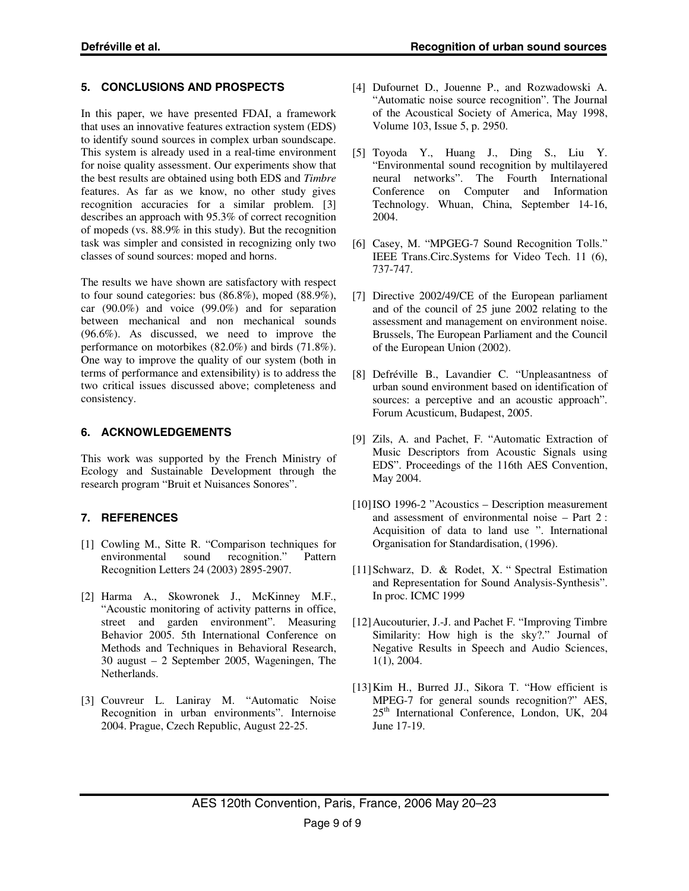## 5. CONCLUSIONS AND PROSPECTS

In this paper, we have presented FDAI, a framework that uses an innovative features extraction system (EDS) to identify sound sources in complex urban soundscape. This system is already used in a real-time environment for noise quality assessment. Our experiments show that the best results are obtained using both EDS and *Timbre* features. As far as we know, no other study gives recognition accuracies for a similar problem. [3] describes an approach with 95.3% of correct recognition of mopeds (vs. 88.9% in this study). But the recognition task was simpler and consisted in recognizing only two classes of sound sources: moped and horns.

The results we have shown are satisfactory with respect to four sound categories: bus (86.8%), moped (88.9%), car (90.0%) and voice (99.0%) and for separation between mechanical and non mechanical sounds (96.6%). As discussed, we need to improve the performance on motorbikes (82.0%) and birds (71.8%). One way to improve the quality of our system (both in terms of performance and extensibility) is to address the two critical issues discussed above; completeness and consistency.

## 6. ACKNOWLEDGEMENTS

This work was supported by the French Ministry of Ecology and Sustainable Development through the research program "Bruit et Nuisances Sonores".

## 7. REFERENCES

[1] Cowling M., Sitte R. "Comparison techniques for environmental sound recognition." Pattern Recognition Letters 24 (2003) 2895-2907.

[2] Harma A., Skowronek J., McKinney M.F., "Acoustic monitoring of activity patterns in office, street and garden environment". Measuring Behavior 2005. 5th International Conference on Methods and Techniques in Behavioral Research, 30 august – 2 September 2005, Wageningen, The Netherlands.

[3] Couvreur L. Laniray M. "Automatic Noise Recognition in urban environments". Internoise 2004. Prague, Czech Republic, August 22-25.

[4] Dufournet D., Jouenne P., and Rozwadowski A. "Automatic noise source recognition". The Journal of the Acoustical Society of America, May 1998, Volume 103, Issue 5, p. 2950.

[5] Toyoda Y., Huang J., Ding S., Liu Y. "Environmental sound recognition by multilayered neural networks". The Fourth International Conference on Computer and Information Technology. Whuan, China, September 14-16, 2004.

[6] Casey, M. "MPGEG-7 Sound Recognition Tolls." IEEE Trans.Circ.Systems for Video Tech. 11 (6), 737-747.

[7] Directive 2002/49/CE of the European parliament and of the council of 25 june 2002 relating to the assessment and management on environment noise. Brussels, The European Parliament and the Council of the European Union (2002).

[8] Defréville B., Lavandier C. "Unpleasantness of urban sound environment based on identification of sources: a perceptive and an acoustic approach". Forum Acusticum, Budapest, 2005.

[9] Zils, A. and Pachet, F. "Automatic Extraction of Music Descriptors from Acoustic Signals using EDS". Proceedings of the 116th AES Convention, May 2004.

[10] ISO 1996-2 "Acoustics – Description measurement and assessment of environmental noise – Part 2 : Acquisition of data to land use ". International Organisation for Standardisation, (1996).

[11] Schwarz, D. & Rodet, X. " Spectral Estimation and Representation for Sound Analysis-Synthesis". In proc. ICMC 1999

[12] Aucouturier, J.-J. and Pachet F. "Improving Timbre Similarity: How high is the sky?." Journal of Negative Results in Speech and Audio Sciences, 1(1), 2004.

[13] Kim H., Burred JJ., Sikora T. "How efficient is MPEG-7 for general sounds recognition?" AES, 25th International Conference, London, UK, 204 June 17-19.